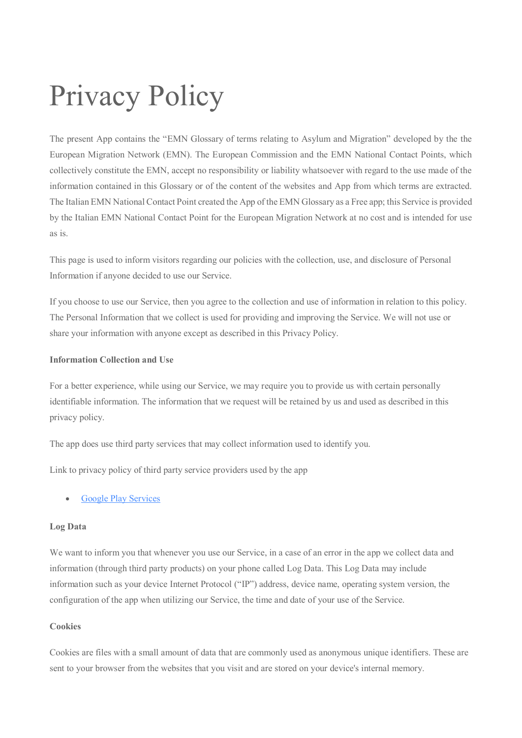# Privacy Policy

The present App contains the "EMN Glossary of terms relating to Asylum and Migration" developed by the the European Migration Network (EMN). The European Commission and the EMN National Contact Points, which collectively constitute the EMN, accept no responsibility or liability whatsoever with regard to the use made of the information contained in this Glossary or of the content of the websites and App from which terms are extracted. The Italian EMN National Contact Point created the App of the EMN Glossary as a Free app; this Service is provided by the Italian EMN National Contact Point for the European Migration Network at no cost and is intended for use as is.

This page is used to inform visitors regarding our policies with the collection, use, and disclosure of Personal Information if anyone decided to use our Service.

If you choose to use our Service, then you agree to the collection and use of information in relation to this policy. The Personal Information that we collect is used for providing and improving the Service. We will not use or share your information with anyone except as described in this Privacy Policy.

**Information Collection and Use**

For a better experience, while using our Service, we may require you to provide us with certain personally identifiable information. The information that we request will be retained by us and used as described in this privacy policy.

The app does use third party services that may collect information used to identify you.

Link to privacy policy of third party service providers used by the app

- Google Play Services

**Log Data**

We want to inform you that whenever you use our Service, in a case of an error in the app we collect data and information (through third party products) on your phone called Log Data. This Log Data may include information such as your device Internet Protocol ("IP") address, device name, operating system version, the configuration of the app when utilizing our Service, the time and date of your use of the Service.

**Cookies**

Cookies are files with a small amount of data that are commonly used as anonymous unique identifiers. These are sent to your browser from the websites that you visit and are stored on your device's internal memory.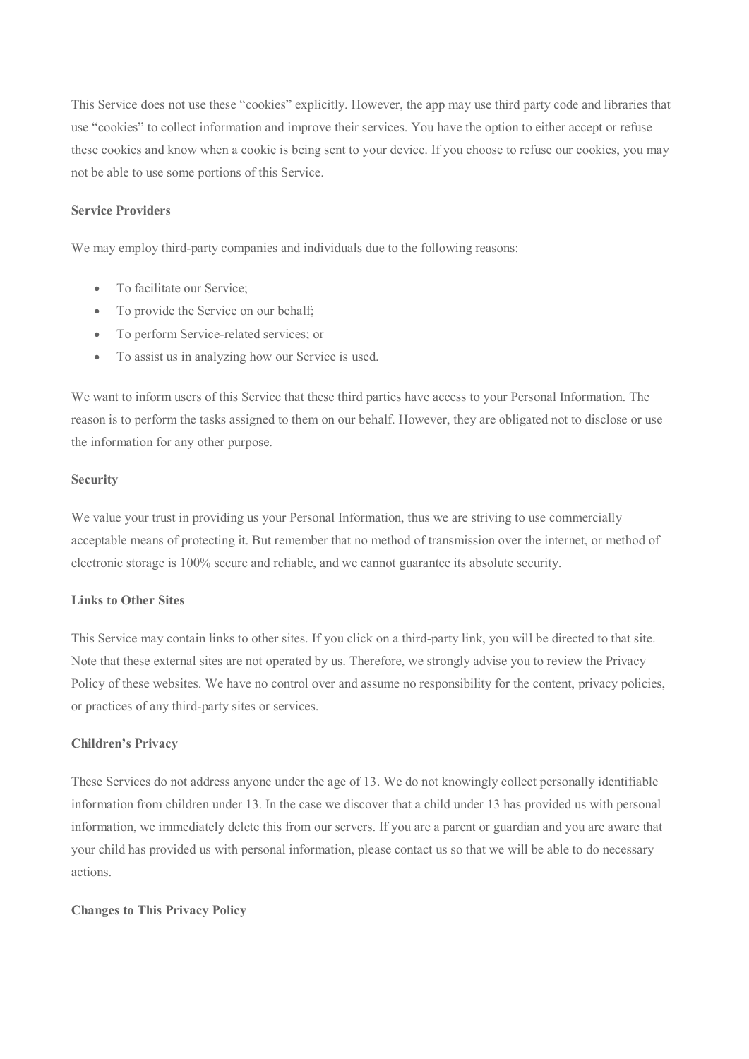This Service does not use these “cookies” explicitly. However, the app may use third party code and libraries that use “cookies” to collect information and improve their services. You have the option to either accept or refuse these cookies and know when a cookie is being sent to your device. If you choose to refuse our cookies, you may not be able to use some portions of this Service.

**Service Providers**

We may employ third-party companies and individuals due to the following reasons:

- To facilitate our Service;
- To provide the Service on our behalf;
- To perform Service-related services; or
- To assist us in analyzing how our Service is used.

We want to inform users of this Service that these third parties have access to your Personal Information. The reason is to perform the tasks assigned to them on our behalf. However, they are obligated not to disclose or use the information for any other purpose.

**Security**

We value your trust in providing us your Personal Information, thus we are striving to use commercially acceptable means of protecting it. But remember that no method of transmission over the internet, or method of electronic storage is 100% secure and reliable, and we cannot guarantee its absolute security.

**Links to Other Sites**

This Service may contain links to other sites. If you click on a third-party link, you will be directed to that site. Note that these external sites are not operated by us. Therefore, we strongly advise you to review the Privacy Policy of these websites. We have no control over and assume no responsibility for the content, privacy policies, or practices of any third-party sites or services.

**Children’s Privacy**

These Services do not address anyone under the age of 13. We do not knowingly collect personally identifiable information from children under 13. In the case we discover that a child under 13 has provided us with personal information, we immediately delete this from our servers. If you are a parent or guardian and you are aware that your child has provided us with personal information, please contact us so that we will be able to do necessary actions.

**Changes to This Privacy Policy**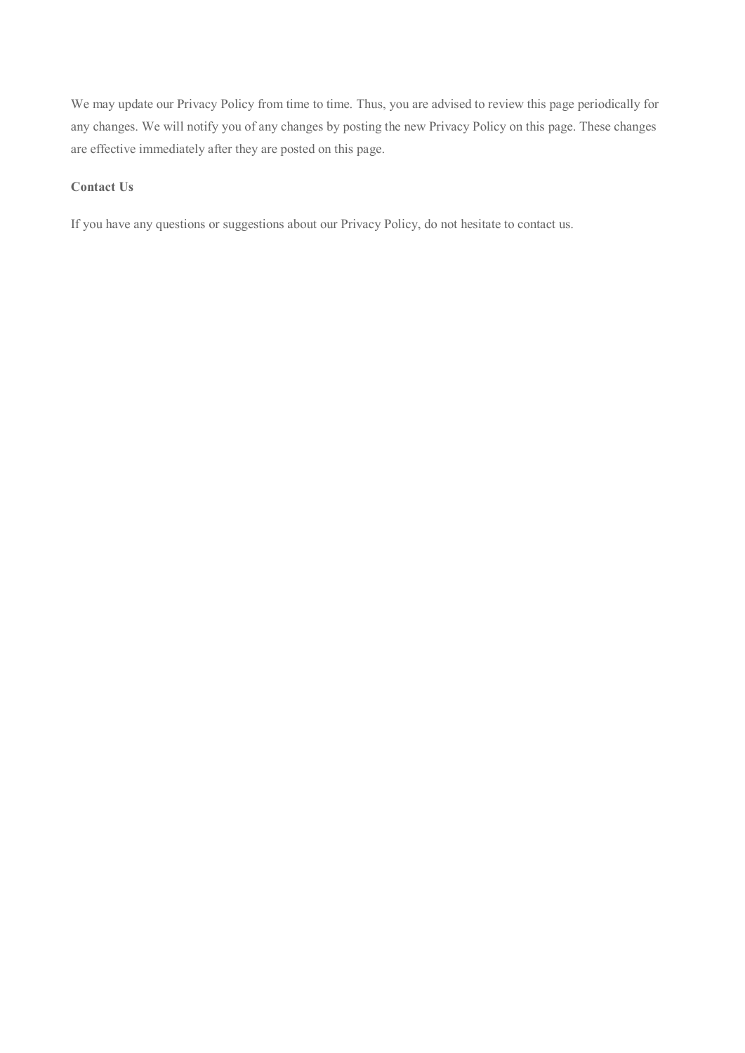We may update our Privacy Policy from time to time. Thus, you are advised to review this page periodically for any changes. We will notify you of any changes by posting the new Privacy Policy on this page. These changes are effective immediately after they are posted on this page.

**Contact Us**

If you have any questions or suggestions about our Privacy Policy, do not hesitate to contact us.